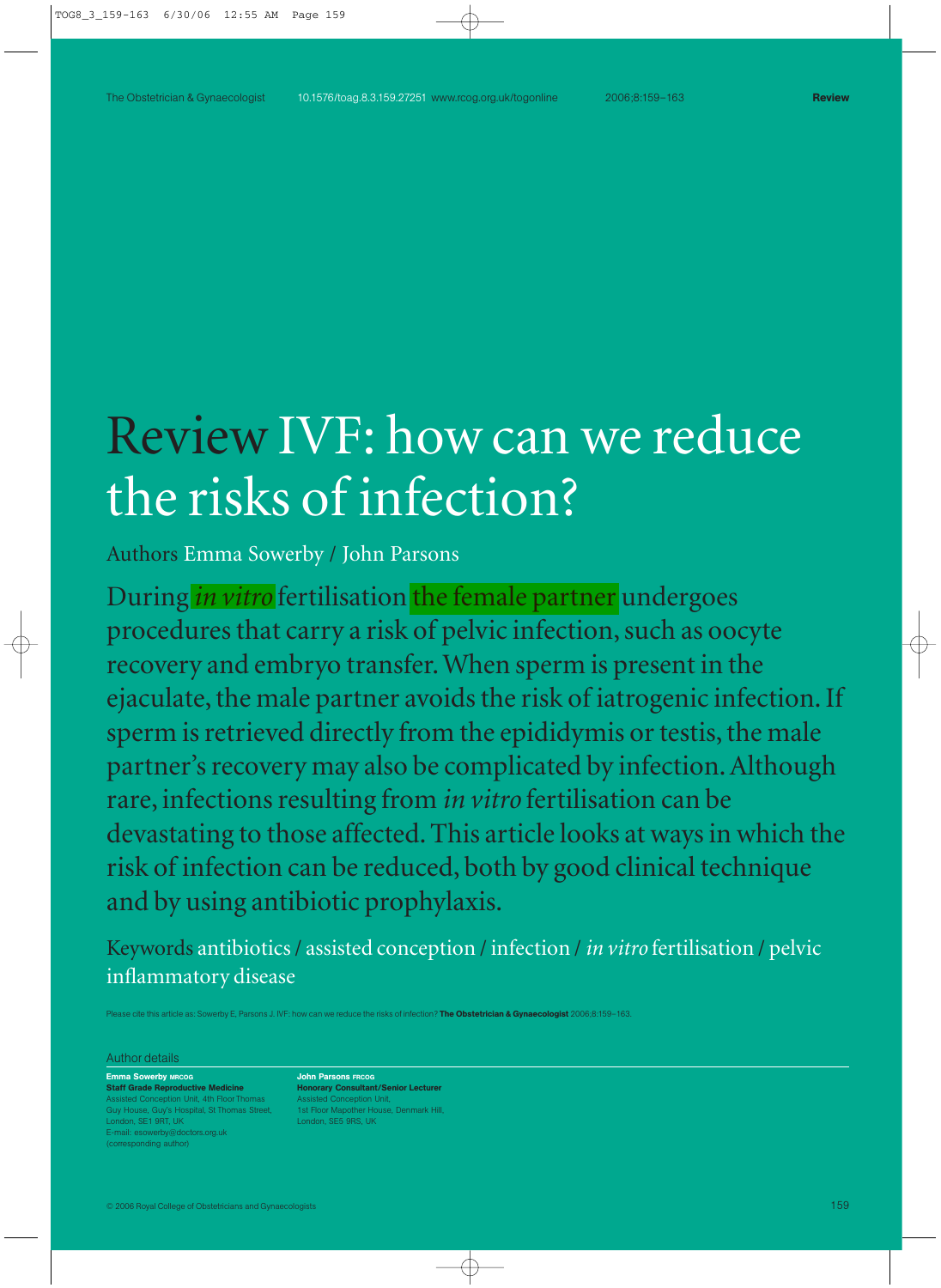# Review IVF: how can we reduce the risks of infection?

Authors Emma Sowerby / John Parsons

During *in vitro* fertilisation the female partner undergoes procedures that carry a risk of pelvic infection, such as oocyte recovery and embryo transfer. When sperm is present in the ejaculate, the male partner avoids the risk of iatrogenic infection. If sperm is retrieved directly from the epididymis or testis, the male partner's recovery may also be complicated by infection. Although rare, infections resulting from *in vitro* fertilisation can be devastating to those affected. This article looks at ways in which the risk of infection can be reduced, both by good clinical technique and by using antibiotic prophylaxis.

Keywords antibiotics / assisted conception / infection / *in vitro* fertilisation / pelvic inflammatory disease

Please cite this article as: Sowerby E, Parsons J. IVF: how can we reduce the risks of infection? **The Obstetrician & Gynaecologist** 2006;8:159–163.

Author details

**Emma Sowerby MRCOG**
**Staff Grade Reproductive Medicine**
Assisted Conception Unit, 4th Floor Thomas Guy House, Guy's Hospital, St Thomas Street, London, SE1 9RT, UK
E-mail: esowerby@doctors.org.uk
(corresponding author)

**John Parsons FRCOG**
**Honorary Consultant/Senior Lecturer**
Assisted Conception Unit, 1st Floor Mapother House, Denmark Hill, London, SE5 9RS, UK

© 2006 Royal College of Obstetricians and Gynaecologists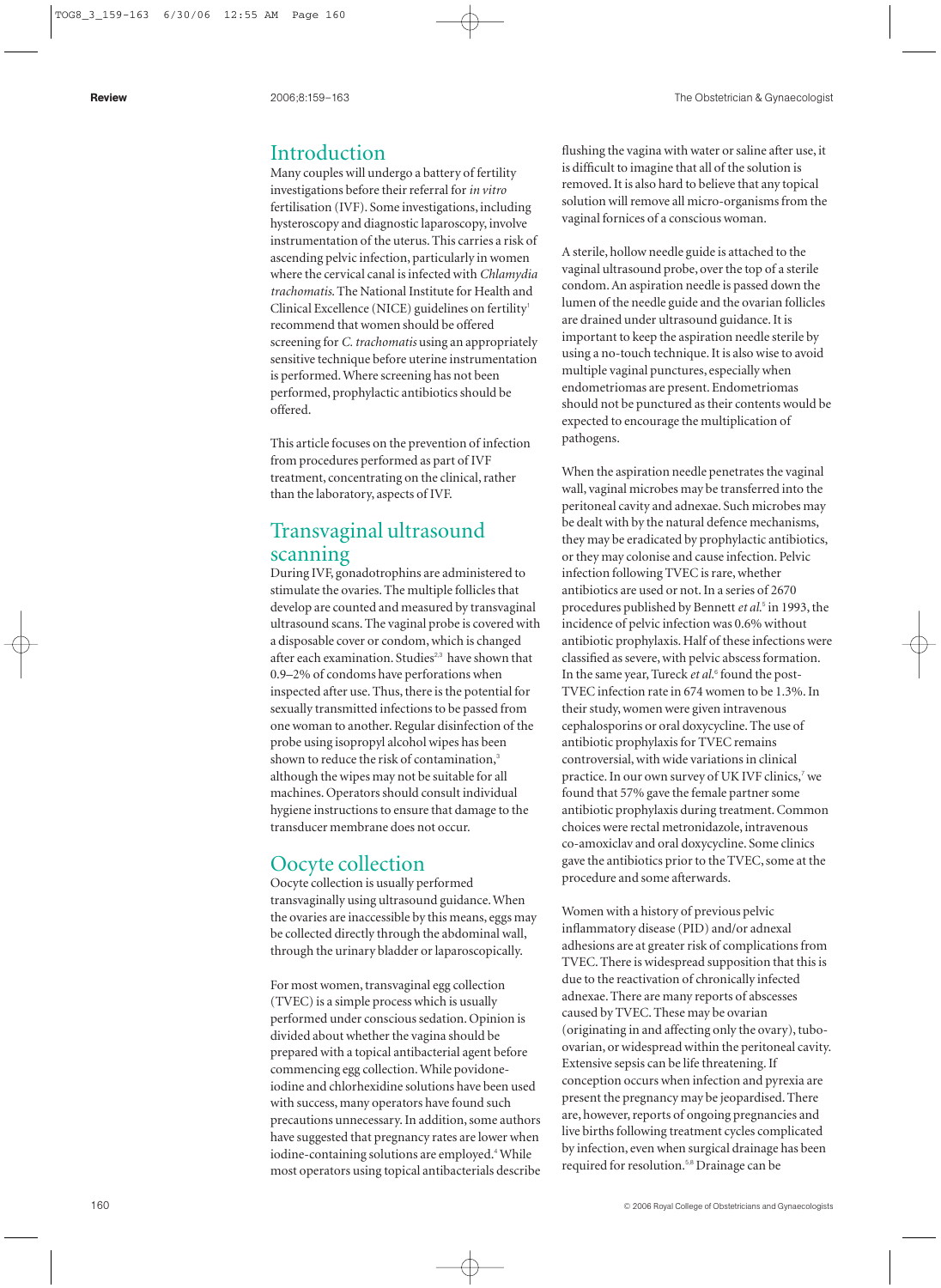## Introduction

Many couples will undergo a battery of fertility investigations before their referral for *in vitro* fertilisation (IVF). Some investigations, including hysteroscopy and diagnostic laparoscopy, involve instrumentation of the uterus. This carries a risk of ascending pelvic infection, particularly in women where the cervical canal is infected with *Chlamydia trachomatis*. The National Institute for Health and Clinical Excellence (NICE) guidelines on fertility[1] recommend that women should be offered screening for *C. trachomatis* using an appropriately sensitive technique before uterine instrumentation is performed. Where screening has not been performed, prophylactic antibiotics should be offered.

This article focuses on the prevention of infection from procedures performed as part of IVF treatment, concentrating on the clinical, rather than the laboratory, aspects of IVF.

## Transvaginal ultrasound scanning

During IVF, gonadotrophins are administered to stimulate the ovaries. The multiple follicles that develop are counted and measured by transvaginal ultrasound scans. The vaginal probe is covered with a disposable cover or condom, which is changed after each examination. Studies[2,3] have shown that 0.9–2% of condoms have perforations when inspected after use. Thus, there is the potential for sexually transmitted infections to be passed from one woman to another. Regular disinfection of the probe using isopropyl alcohol wipes has been shown to reduce the risk of contamination,[3] although the wipes may not be suitable for all machines. Operators should consult individual hygiene instructions to ensure that damage to the transducer membrane does not occur.

## Oocyte collection

Oocyte collection is usually performed transvaginally using ultrasound guidance. When the ovaries are inaccessible by this means, eggs may be collected directly through the abdominal wall, through the urinary bladder or laparoscopically.

For most women, transvaginal egg collection (TVEC) is a simple process which is usually performed under conscious sedation. Opinion is divided about whether the vagina should be prepared with a topical antibacterial agent before commencing egg collection. While povidone-iodine and chlorhexidine solutions have been used with success, many operators have found such precautions unnecessary. In addition, some authors have suggested that pregnancy rates are lower when iodine-containing solutions are employed.[4] While most operators using topical antibacterials describe flushing the vagina with water or saline after use, it is difficult to imagine that all of the solution is removed. It is also hard to believe that any topical solution will remove all micro-organisms from the vaginal fornices of a conscious woman.

A sterile, hollow needle guide is attached to the vaginal ultrasound probe, over the top of a sterile condom. An aspiration needle is passed down the lumen of the needle guide and the ovarian follicles are drained under ultrasound guidance. It is important to keep the aspiration needle sterile by using a no-touch technique. It is also wise to avoid multiple vaginal punctures, especially when endometriomas are present. Endometriomas should not be punctured as their contents would be expected to encourage the multiplication of pathogens.

When the aspiration needle penetrates the vaginal wall, vaginal microbes may be transferred into the peritoneal cavity and adnexae. Such microbes may be dealt with by the natural defence mechanisms, they may be eradicated by prophylactic antibiotics, or they may colonise and cause infection. Pelvic infection following TVEC is rare, whether antibiotics are used or not. In a series of 2670 procedures published by Bennett *et al.*[5] in 1993, the incidence of pelvic infection was 0.6% without antibiotic prophylaxis. Half of these infections were classified as severe, with pelvic abscess formation. In the same year, Tureck *et al.*[6] found the post-TVEC infection rate in 674 women to be 1.3%. In their study, women were given intravenous cephalosporins or oral doxycycline. The use of antibiotic prophylaxis for TVEC remains controversial, with wide variations in clinical practice. In our own survey of UK IVF clinics,[7] we found that 57% gave the female partner some antibiotic prophylaxis during treatment. Common choices were rectal metronidazole, intravenous co-amoxiclav and oral doxycycline. Some clinics gave the antibiotics prior to the TVEC, some at the procedure and some afterwards.

Women with a history of previous pelvic inflammatory disease (PID) and/or adnexal adhesions are at greater risk of complications from TVEC. There is widespread supposition that this is due to the reactivation of chronically infected adnexae. There are many reports of abscesses caused by TVEC. These may be ovarian (originating in and affecting only the ovary), tubo-ovarian, or widespread within the peritoneal cavity. Extensive sepsis can be life threatening. If conception occurs when infection and pyrexia are present the pregnancy may be jeopardised. There are, however, reports of ongoing pregnancies and live births following treatment cycles complicated by infection, even when surgical drainage has been required for resolution.[5,8] Drainage can be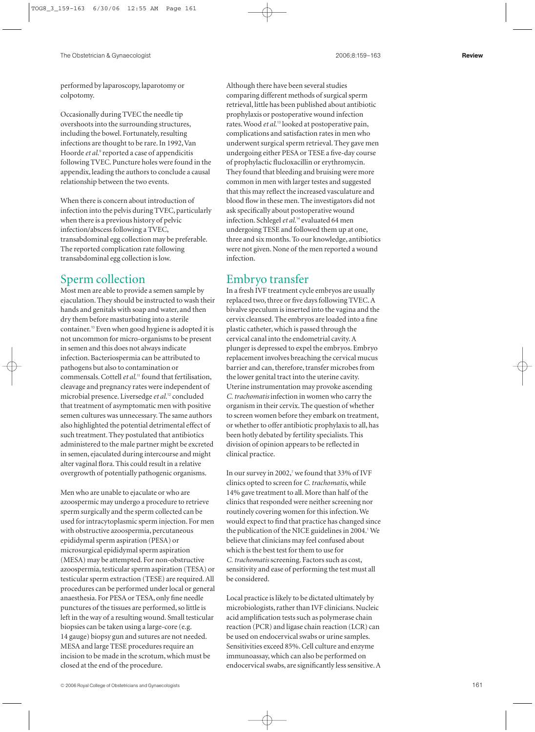performed by laparoscopy, laparotomy or colpotomy.

Occasionally during TVEC the needle tip overshoots into the surrounding structures, including the bowel. Fortunately, resulting infections are thought to be rare. In 1992, Van Hoorde *et al.*[9] reported a case of appendicitis following TVEC. Puncture holes were found in the appendix, leading the authors to conclude a causal relationship between the two events.

When there is concern about introduction of infection into the pelvis during TVEC, particularly when there is a previous history of pelvic infection/abscess following a TVEC, transabdominal egg collection may be preferable. The reported complication rate following transabdominal egg collection is low.

## Sperm collection

Most men are able to provide a semen sample by ejaculation. They should be instructed to wash their hands and genitals with soap and water, and then dry them before masturbating into a sterile container.[10] Even when good hygiene is adopted it is not uncommon for micro-organisms to be present in semen and this does not always indicate infection. Bacteriospermia can be attributed to pathogens but also to contamination or commensals. Cottell *et al.*[11] found that fertilisation, cleavage and pregnancy rates were independent of microbial presence. Liversedge *et al.*[12] concluded that treatment of asymptomatic men with positive semen cultures was unnecessary. The same authors also highlighted the potential detrimental effect of such treatment. They postulated that antibiotics administered to the male partner might be excreted in semen, ejaculated during intercourse and might alter vaginal flora. This could result in a relative overgrowth of potentially pathogenic organisms.

Men who are unable to ejaculate or who are azoospermic may undergo a procedure to retrieve sperm surgically and the sperm collected can be used for intracytoplasmic sperm injection. For men with obstructive azoospermia, percutaneous epididymal sperm aspiration (PESA) or microsurgical epididymal sperm aspiration (MESA) may be attempted. For non-obstructive azoospermia, testicular sperm aspiration (TESA) or testicular sperm extraction (TESE) are required. All procedures can be performed under local or general anaesthesia. For PESA or TESA, only fine needle punctures of the tissues are performed, so little is left in the way of a resulting wound. Small testicular biopsies can be taken using a large-core (e.g. 14 gauge) biopsy gun and sutures are not needed. MESA and large TESE procedures require an incision to be made in the scrotum, which must be closed at the end of the procedure.

Although there have been several studies comparing different methods of surgical sperm retrieval, little has been published about antibiotic prophylaxis or postoperative wound infection rates. Wood *et al.*[13] looked at postoperative pain, complications and satisfaction rates in men who underwent surgical sperm retrieval. They gave men undergoing either PESA or TESE a five-day course of prophylactic flucloxacillin or erythromycin. They found that bleeding and bruising were more common in men with larger testes and suggested that this may reflect the increased vasculature and blood flow in these men. The investigators did not ask specifically about postoperative wound infection. Schlegel *et al.*[14] evaluated 64 men undergoing TESE and followed them up at one, three and six months. To our knowledge, antibiotics were not given. None of the men reported a wound infection.

## Embryo transfer

In a fresh IVF treatment cycle embryos are usually replaced two, three or five days following TVEC. A bivalve speculum is inserted into the vagina and the cervix cleansed. The embryos are loaded into a fine plastic catheter, which is passed through the cervical canal into the endometrial cavity. A plunger is depressed to expel the embryos. Embryo replacement involves breaching the cervical mucus barrier and can, therefore, transfer microbes from the lower genital tract into the uterine cavity. Uterine instrumentation may provoke ascending *C. trachomatis* infection in women who carry the organism in their cervix. The question of whether to screen women before they embark on treatment, or whether to offer antibiotic prophylaxis to all, has been hotly debated by fertility specialists. This division of opinion appears to be reflected in clinical practice.

In our survey in 2002,[7] we found that 33% of IVF clinics opted to screen for *C. trachomatis*, while 14% gave treatment to all. More than half of the clinics that responded were neither screening nor routinely covering women for this infection. We would expect to find that practice has changed since the publication of the NICE guidelines in 2004.[1] We believe that clinicians may feel confused about which is the best test for them to use for *C. trachomatis* screening. Factors such as cost, sensitivity and ease of performing the test must all be considered.

Local practice is likely to be dictated ultimately by microbiologists, rather than IVF clinicians. Nucleic acid amplification tests such as polymerase chain reaction (PCR) and ligase chain reaction (LCR) can be used on endocervical swabs or urine samples. Sensitivities exceed 85%. Cell culture and enzyme immunoassay, which can also be performed on endocervical swabs, are significantly less sensitive. A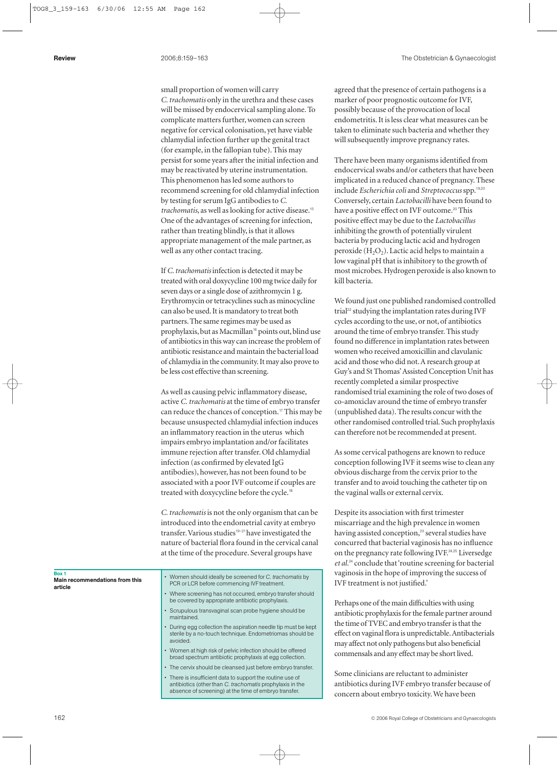small proportion of women will carry *C. trachomatis* only in the urethra and these cases will be missed by endocervical sampling alone. To complicate matters further, women can screen negative for cervical colonisation, yet have viable chlamydial infection further up the genital tract (for example, in the fallopian tube). This may persist for some years after the initial infection and may be reactivated by uterine instrumentation. This phenomenon has led some authors to recommend screening for old chlamydial infection by testing for serum IgG antibodies to *C. trachomatis*, as well as looking for active disease.[15] One of the advantages of screening for infection, rather than treating blindly, is that it allows appropriate management of the male partner, as well as any other contact tracing.

If *C. trachomatis* infection is detected it may be treated with oral doxycycline 100 mg twice daily for seven days or a single dose of azithromycin 1 g. Erythromycin or tetracyclines such as minocycline can also be used. It is mandatory to treat both partners. The same regimes may be used as prophylaxis, but as Macmillan[16] points out, blind use of antibiotics in this way can increase the problem of antibiotic resistance and maintain the bacterial load of chlamydia in the community. It may also prove to be less cost effective than screening.

As well as causing pelvic inflammatory disease, active *C. trachomatis* at the time of embryo transfer can reduce the chances of conception.[17] This may be because unsuspected chlamydial infection induces an inflammatory reaction in the uterus which impairs embryo implantation and/or facilitates immune rejection after transfer. Old chlamydial infection (as confirmed by elevated IgG antibodies), however, has not been found to be associated with a poor IVF outcome if couples are treated with doxycycline before the cycle.[18]

*C. trachomatis* is not the only organism that can be introduced into the endometrial cavity at embryo transfer. Various studies[19–21] have investigated the nature of bacterial flora found in the cervical canal at the time of the procedure. Several groups have agreed that the presence of certain pathogens is a marker of poor prognostic outcome for IVF, possibly because of the provocation of local endometritis. It is less clear what measures can be taken to eliminate such bacteria and whether they will subsequently improve pregnancy rates.

There have been many organisms identified from endocervical swabs and/or catheters that have been implicated in a reduced chance of pregnancy. These include *Escherichia coli* and *Streptococcus* spp.[19,20] Conversely, certain *Lactobacilli* have been found to have a positive effect on IVF outcome.[20] This positive effect may be due to the *Lactobacillus* inhibiting the growth of potentially virulent bacteria by producing lactic acid and hydrogen peroxide ($H_2O_2$). Lactic acid helps to maintain a low vaginal pH that is inhibitory to the growth of most microbes. Hydrogen peroxide is also known to kill bacteria.

We found just one published randomised controlled trial[22] studying the implantation rates during IVF cycles according to the use, or not, of antibiotics around the time of embryo transfer. This study found no difference in implantation rates between women who received amoxicillin and clavulanic acid and those who did not. A research group at Guy's and St Thomas' Assisted Conception Unit has recently completed a similar prospective randomised trial examining the role of two doses of co-amoxiclav around the time of embryo transfer (unpublished data). The results concur with the other randomised controlled trial. Such prophylaxis can therefore not be recommended at present.

As some cervical pathogens are known to reduce conception following IVF it seems wise to cleanse any obvious discharge from the cervix prior to the transfer and to avoid touching the catheter tip on the vaginal walls or external cervix.

Despite its association with first trimester miscarriage and the high prevalence in women having assisted conception,[23] several studies have concurred that bacterial vaginosis has no influence on the pregnancy rate following IVF.[24,25] Liversedge *et al.*[24] conclude that 'routine screening for bacterial vaginosis in the hope of improving the success of IVF treatment is not justified.'

Perhaps one of the main difficulties with using antibiotic prophylaxis for the female partner around the time of TVEC and embryo transfer is that the effect on vaginal flora is unpredictable. Antibacterials may affect not only pathogens but also beneficial commensals and any effect may be short lived.

Some clinicians are reluctant to administer antibiotics during IVF embryo transfer because of concern about embryo toxicity. We have been

**Box 1**
**Main recommendations from this article**

- Women should ideally be screened for *C. trachomatis* by PCR or LCR before commencing IVF treatment.
- Where screening has not occurred, embryo transfer should be covered by appropriate antibiotic prophylaxis.
- Scrupulous transvaginal scan probe hygiene should be maintained.
- During egg collection the aspiration needle tip must be kept sterile by a no-touch technique. Endometriomas should be avoided.
- Women at high risk of pelvic infection should be offered broad spectrum antibiotic prophylaxis at egg collection.
- The cervix should be cleansed just before embryo transfer.
- There is insufficient data to support the routine use of antibiotics (other than *C. trachomatis* prophylaxis in the absence of screening) at the time of embryo transfer.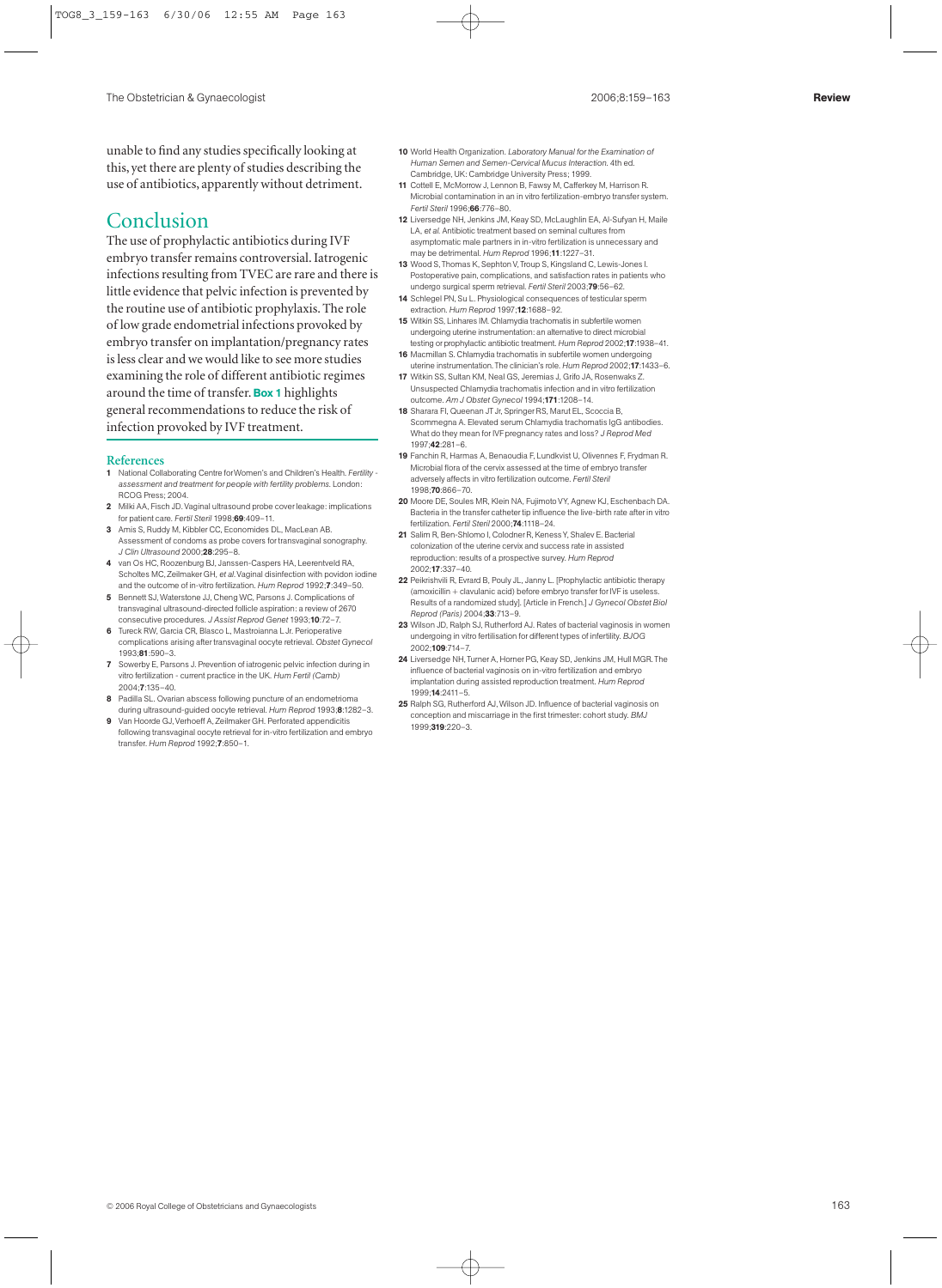unable to find any studies specifically looking at this, yet there are plenty of studies describing the use of antibiotics, apparently without detriment.

## Conclusion

The use of prophylactic antibiotics during IVF embryo transfer remains controversial. Iatrogenic infections resulting from TVEC are rare and there is little evidence that pelvic infection is prevented by the routine use of antibiotic prophylaxis. The role of low grade endometrial infections provoked by embryo transfer on implantation/pregnancy rates is less clear and we would like to see more studies examining the role of different antibiotic regimes around the time of transfer. **Box 1** highlights general recommendations to reduce the risk of infection provoked by IVF treatment.

### References

1. National Collaborating Centre for Women's and Children's Health. *Fertility - assessment and treatment for people with fertility problems*. London: RCOG Press; 2004.
2. Milki AA, Fisch JD. Vaginal ultrasound probe cover leakage: implications for patient care. *Fertil Steril* 1998;**69**:409–11.
3. Amis S, Ruddy M, Kibbler CC, Economides DL, MacLean AB. Assessment of condoms as probe covers for transvaginal sonography. *J Clin Ultrasound* 2000;**28**:295–8.
4. van Os HC, Roozenburg BJ, Janssen-Caspers HA, Leerentveld RA, Scholtes MC, Zeilmaker GH, *et al.* Vaginal disinfection with povidon iodine and the outcome of in-vitro fertilization. *Hum Reprod* 1992;**7**:349–50.
5. Bennett SJ, Waterstone JJ, Cheng WC, Parsons J. Complications of transvaginal ultrasound-directed follicle aspiration: a review of 2670 consecutive procedures. *J Assist Reprod Genet* 1993;**10**:72–7.
6. Tureck RW, Garcia CR, Blasco L, Mastroianna L Jr. Perioperative complications arising after transvaginal oocyte retrieval. *Obstet Gynecol* 1993;**81**:590–3.
7. Sowerby E, Parsons J. Prevention of iatrogenic pelvic infection during in vitro fertilization - current practice in the UK. *Hum Fertil (Camb)* 2004;**7**:135–40.
8. Padilla SL. Ovarian abscess following puncture of an endometrioma during ultrasound-guided oocyte retrieval. *Hum Reprod* 1993;**8**:1282–3.
9. Van Hoorde GJ, Verhoeff A, Zeilmaker GH. Perforated appendicitis following transvaginal oocyte retrieval for in-vitro fertilization and embryo transfer. *Hum Reprod* 1992;**7**:850–1.
10. World Health Organization. *Laboratory Manual for the Examination of Human Semen and Semen-Cervical Mucus Interaction*. 4th ed. Cambridge, UK: Cambridge University Press; 1999.
11. Cottell E, McMorrow J, Lennon B, Fawsy M, Cafferkey M, Harrison R. Microbial contamination in an in vitro fertilization-embryo transfer system. *Fertil Steril* 1996;**66**:776–80.
12. Liversedge NH, Jenkins JM, Keay SD, McLaughlin EA, Al-Sufyan H, Maile LA, *et al.* Antibiotic treatment based on seminal cultures from asymptomatic male partners in in-vitro fertilization is unnecessary and may be detrimental. *Hum Reprod* 1996;**11**:1227–31.
13. Wood S, Thomas K, Sephton V, Troup S, Kingsland C, Lewis-Jones I. Postoperative pain, complications, and satisfaction rates in patients who undergo surgical sperm retrieval. *Fertil Steril* 2003;**79**:56–62.
14. Schlegel PN, Su L. Physiological consequences of testicular sperm extraction. *Hum Reprod* 1997;**12**:1688–92.
15. Witkin SS, Linhares IM. Chlamydia trachomatis in subfertile women undergoing uterine instrumentation: an alternative to direct microbial testing or prophylactic antibiotic treatment. *Hum Reprod* 2002;**17**:1938–41.
16. Macmillan S. Chlamydia trachomatis in subfertile women undergoing uterine instrumentation. The clinician's role. *Hum Reprod* 2002;**17**:1433–6.
17. Witkin SS, Sultan KM, Neal GS, Jeremias J, Grifo JA, Rosenwaks Z. Unsuspected Chlamydia trachomatis infection and in vitro fertilization outcome. *Am J Obstet Gynecol* 1994;**171**:1208–14.
18. Sharara FI, Queenan JT Jr, Springer RS, Marut EL, Scoccia B, Scommegna A. Elevated serum Chlamydia trachomatis IgG antibodies. What do they mean for IVF pregnancy rates and loss? *J Reprod Med* 1997;**42**:281–6.
19. Fanchin R, Harmas A, Benaoudia F, Lundkvist U, Olivennes F, Frydman R. Microbial flora of the cervix assessed at the time of embryo transfer adversely affects in vitro fertilization outcome. *Fertil Steril* 1998;**70**:866–70.
20. Moore DE, Soules MR, Klein NA, Fujimoto VY, Agnew KJ, Eschenbach DA. Bacteria in the transfer catheter tip influence the live-birth rate after in vitro fertilization. *Fertil Steril* 2000;**74**:1118–24.
21. Salim R, Ben-Shlomo I, Colodner R, Keness Y, Shalev E. Bacterial colonization of the uterine cervix and success rate in assisted reproduction: results of a prospective survey. *Hum Reprod* 2002;**17**:337–40.
22. Peikrishvili R, Evrard B, Pouly JL, Janny L. [Prophylactic antibiotic therapy (amoxicillin + clavulanic acid) before embryo transfer for IVF is useless. Results of a randomized study]. [Article in French.] *J Gynecol Obstet Biol Reprod (Paris)* 2004;**33**:713–9.
23. Wilson JD, Ralph SJ, Rutherford AJ. Rates of bacterial vaginosis in women undergoing in vitro fertilisation for different types of infertility. *BJOG* 2002;**109**:714–7.
24. Liversedge NH, Turner A, Horner PG, Keay SD, Jenkins JM, Hull MGR. The influence of bacterial vaginosis on in-vitro fertilization and embryo implantation during assisted reproduction treatment. *Hum Reprod* 1999;**14**:2411–5.
25. Ralph SG, Rutherford AJ, Wilson JD. Influence of bacterial vaginosis on conception and miscarriage in the first trimester: cohort study. *BMJ* 1999;**319**:220–3.

© 2006 Royal College of Obstetricians and Gynaecologists